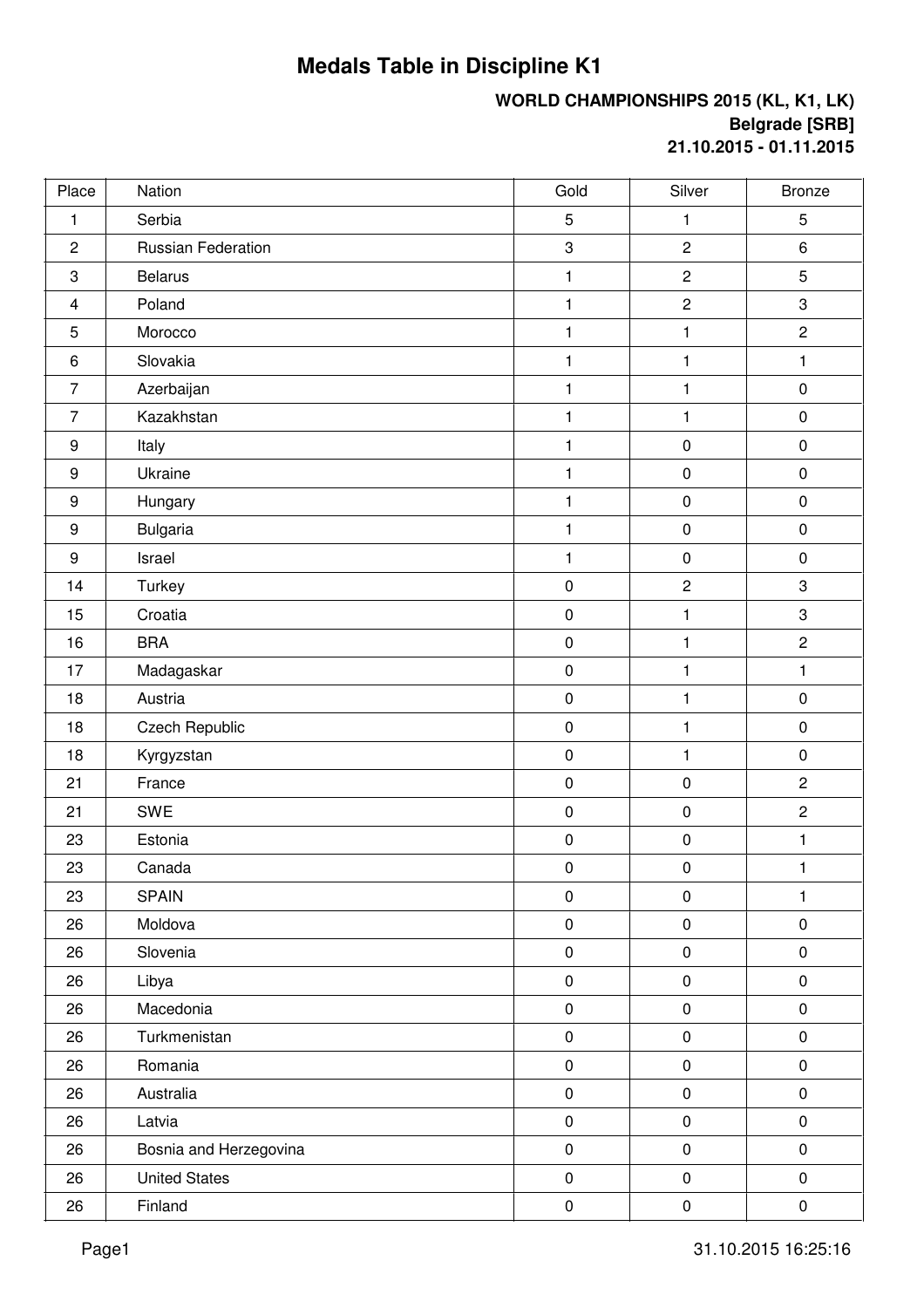# Medals Table in Discipline K1

**WORLD CHAMPIONSHIPS 2015 (KL, K1, LK)**
**Belgrade [SRB]**
**21.10.2015 - 01.11.2015**

| Place | Nation | Gold | Silver | Bronze |
|---|---|---|---|---|
| 1 | Serbia | 5 | 1 | 5 |
| 2 | Russian Federation | 3 | 2 | 6 |
| 3 | Belarus | 1 | 2 | 5 |
| 4 | Poland | 1 | 2 | 3 |
| 5 | Morocco | 1 | 1 | 2 |
| 6 | Slovakia | 1 | 1 | 1 |
| 7 | Azerbaijan | 1 | 1 | 0 |
| 7 | Kazakhstan | 1 | 1 | 0 |
| 9 | Italy | 1 | 0 | 0 |
| 9 | Ukraine | 1 | 0 | 0 |
| 9 | Hungary | 1 | 0 | 0 |
| 9 | Bulgaria | 1 | 0 | 0 |
| 9 | Israel | 1 | 0 | 0 |
| 14 | Turkey | 0 | 2 | 3 |
| 15 | Croatia | 0 | 1 | 3 |
| 16 | BRA | 0 | 1 | 2 |
| 17 | Madagaskar | 0 | 1 | 1 |
| 18 | Austria | 0 | 1 | 0 |
| 18 | Czech Republic | 0 | 1 | 0 |
| 18 | Kyrgyzstan | 0 | 1 | 0 |
| 21 | France | 0 | 0 | 2 |
| 21 | SWE | 0 | 0 | 2 |
| 23 | Estonia | 0 | 0 | 1 |
| 23 | Canada | 0 | 0 | 1 |
| 23 | SPAIN | 0 | 0 | 1 |
| 26 | Moldova | 0 | 0 | 0 |
| 26 | Slovenia | 0 | 0 | 0 |
| 26 | Libya | 0 | 0 | 0 |
| 26 | Macedonia | 0 | 0 | 0 |
| 26 | Turkmenistan | 0 | 0 | 0 |
| 26 | Romania | 0 | 0 | 0 |
| 26 | Australia | 0 | 0 | 0 |
| 26 | Latvia | 0 | 0 | 0 |
| 26 | Bosnia and Herzegovina | 0 | 0 | 0 |
| 26 | United States | 0 | 0 | 0 |
| 26 | Finland | 0 | 0 | 0 |

31.10.2015 16:25:16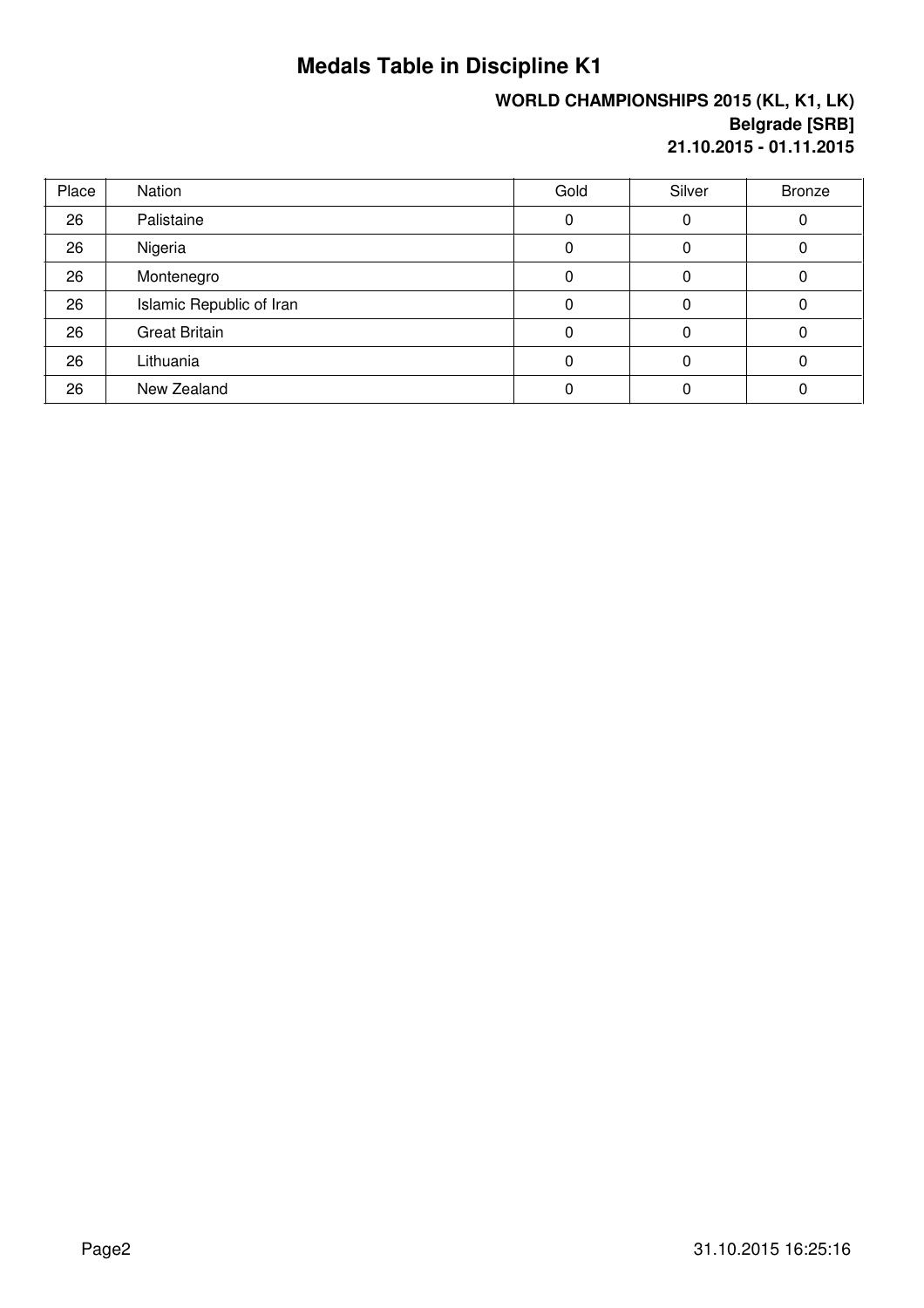# Medals Table in Discipline K1

**WORLD CHAMPIONSHIPS 2015 (KL, K1, LK)**
**Belgrade [SRB]**
**21.10.2015 - 01.11.2015**

| Place | Nation | Gold | Silver | Bronze |
|---|---|---|---|---|
| 26 | Palistaine | 0 | 0 | 0 |
| 26 | Nigeria | 0 | 0 | 0 |
| 26 | Montenegro | 0 | 0 | 0 |
| 26 | Islamic Republic of Iran | 0 | 0 | 0 |
| 26 | Great Britain | 0 | 0 | 0 |
| 26 | Lithuania | 0 | 0 | 0 |
| 26 | New Zealand | 0 | 0 | 0 |

31.10.2015 16:25:16